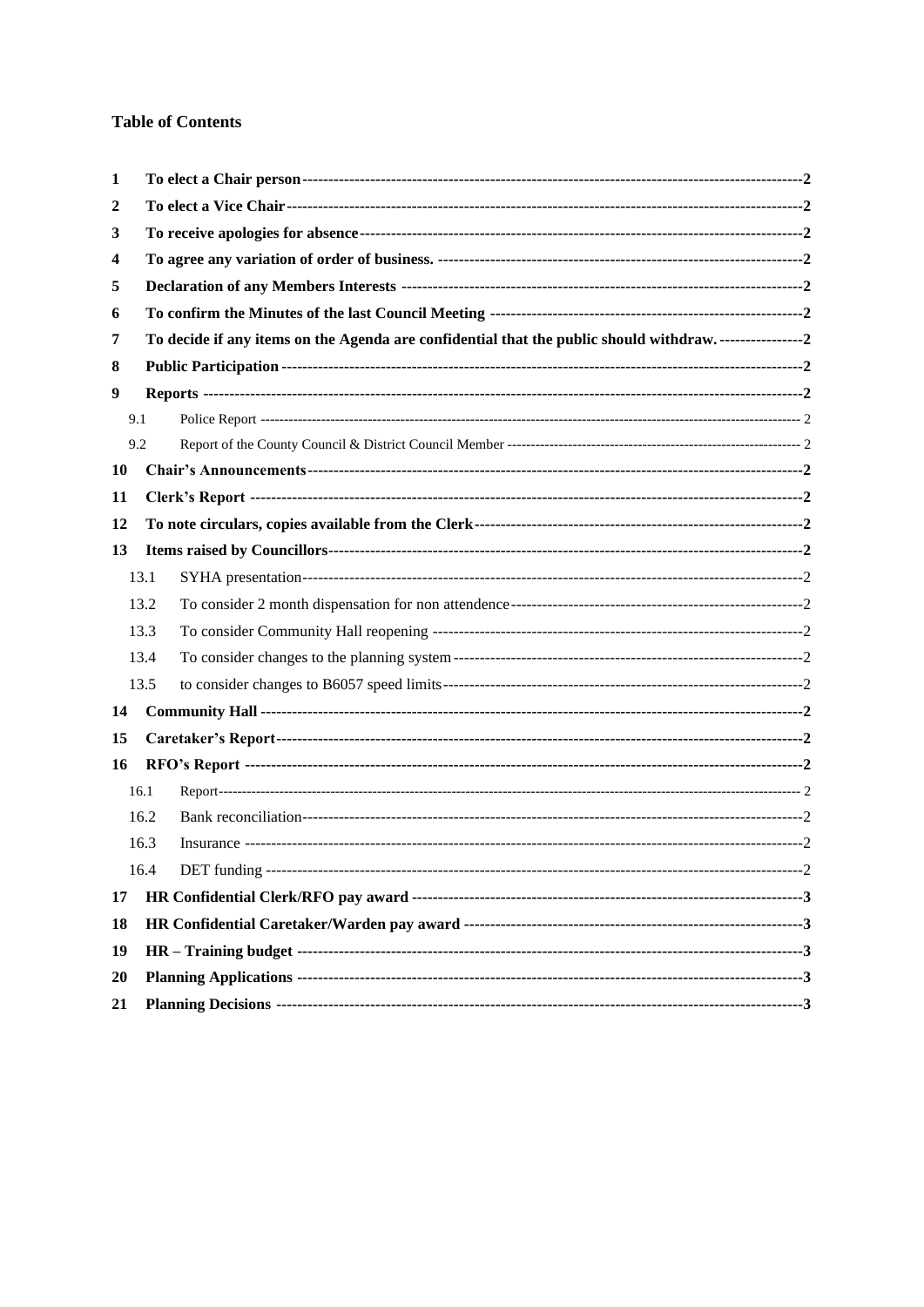## Table of Contents

| | | |
|---|---|---|
| **1** | **To elect a Chair person** | **2** |
| **2** | **To elect a Vice Chair** | **2** |
| **3** | **To receive apologies for absence** | **2** |
| **4** | **To agree any variation of order of business.** | **2** |
| **5** | **Declaration of any Members Interests** | **2** |
| **6** | **To confirm the Minutes of the last Council Meeting** | **2** |
| **7** | **To decide if any items on the Agenda are confidential that the public should withdraw.** | **2** |
| **8** | **Public Participation** | **2** |
| **9** | **Reports** | **2** |
| 9.1 | Police Report | 2 |
| 9.2 | Report of the County Council & District Council Member | 2 |
| **10** | **Chair's Announcements** | **2** |
| **11** | **Clerk's Report** | **2** |
| **12** | **To note circulars, copies available from the Clerk** | **2** |
| **13** | **Items raised by Councillors** | **2** |
| 13.1 | SYHA presentation | 2 |
| 13.2 | To consider 2 month dispensation for non attendence | 2 |
| 13.3 | To consider Community Hall reopening | 2 |
| 13.4 | To consider changes to the planning system | 2 |
| 13.5 | to consider changes to B6057 speed limits | 2 |
| **14** | **Community Hall** | **2** |
| **15** | **Caretaker's Report** | **2** |
| **16** | **RFO's Report** | **2** |
| 16.1 | Report | 2 |
| 16.2 | Bank reconciliation | 2 |
| 16.3 | Insurance | 2 |
| 16.4 | DET funding | 2 |
| **17** | **HR Confidential Clerk/RFO pay award** | **3** |
| **18** | **HR Confidential Caretaker/Warden pay award** | **3** |
| **19** | **HR – Training budget** | **3** |
| **20** | **Planning Applications** | **3** |
| **21** | **Planning Decisions** | **3** |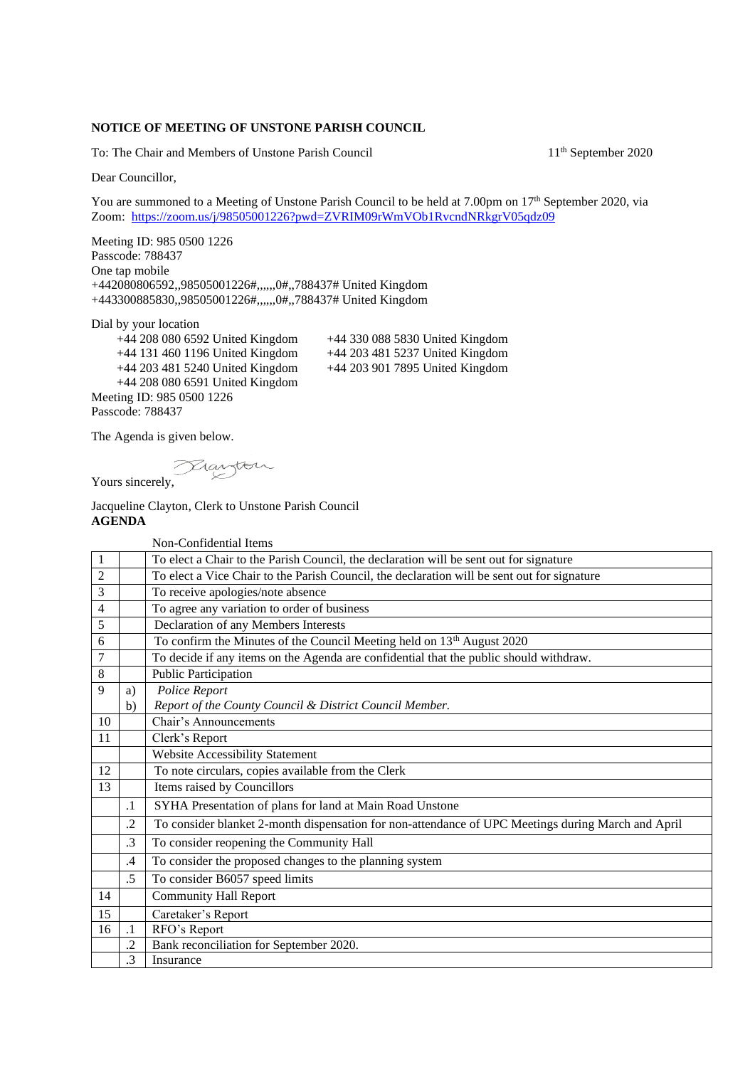**NOTICE OF MEETING OF UNSTONE PARISH COUNCIL**

To: The Chair and Members of Unstone Parish Council 11th September 2020

Dear Councillor,

You are summoned to a Meeting of Unstone Parish Council to be held at 7.00pm on 17th September 2020, via Zoom: https://zoom.us/j/98505001226?pwd=ZVRIM09rWmVOb1RvcndNRkgrV05qdz09

Meeting ID: 985 0500 1226
Passcode: 788437
One tap mobile
+442080806592,,98505001226#,,,,,,0#,,788437# United Kingdom
+443300885830,,98505001226#,,,,,,0#,,788437# United Kingdom

Dial by your location
+44 208 080 6592 United Kingdom
+44 131 460 1196 United Kingdom
+44 203 481 5240 United Kingdom
+44 208 080 6591 United Kingdom
+44 330 088 5830 United Kingdom
+44 203 481 5237 United Kingdom
+44 203 901 7895 United Kingdom
Meeting ID: 985 0500 1226
Passcode: 788437

The Agenda is given below.

Yours sincerely,

Jacqueline Clayton, Clerk to Unstone Parish Council

**AGENDA**

| | | Non-Confidential Items |
|---|---|---|
| 1 | | To elect a Chair to the Parish Council, the declaration will be sent out for signature |
| 2 | | To elect a Vice Chair to the Parish Council, the declaration will be sent out for signature |
| 3 | | To receive apologies/note absence |
| 4 | | To agree any variation to order of business |
| 5 | | Declaration of any Members Interests |
| 6 | | To confirm the Minutes of the Council Meeting held on 13th August 2020 |
| 7 | | To decide if any items on the Agenda are confidential that the public should withdraw. |
| 8 | | Public Participation |
| 9 | a) | *Police Report* |
| | b) | *Report of the County Council & District Council Member.* |
| 10 | | Chair's Announcements |
| 11 | | Clerk's Report |
| | | Website Accessibility Statement |
| 12 | | To note circulars, copies available from the Clerk |
| 13 | | Items raised by Councillors |
| | .1 | SYHA Presentation of plans for land at Main Road Unstone |
| | .2 | To consider blanket 2-month dispensation for non-attendance of UPC Meetings during March and April |
| | .3 | To consider reopening the Community Hall |
| | .4 | To consider the proposed changes to the planning system |
| | .5 | To consider B6057 speed limits |
| 14 | | Community Hall Report |
| 15 | | Caretaker's Report |
| 16 | .1 | RFO's Report |
| | .2 | Bank reconciliation for September 2020. |
| | .3 | Insurance |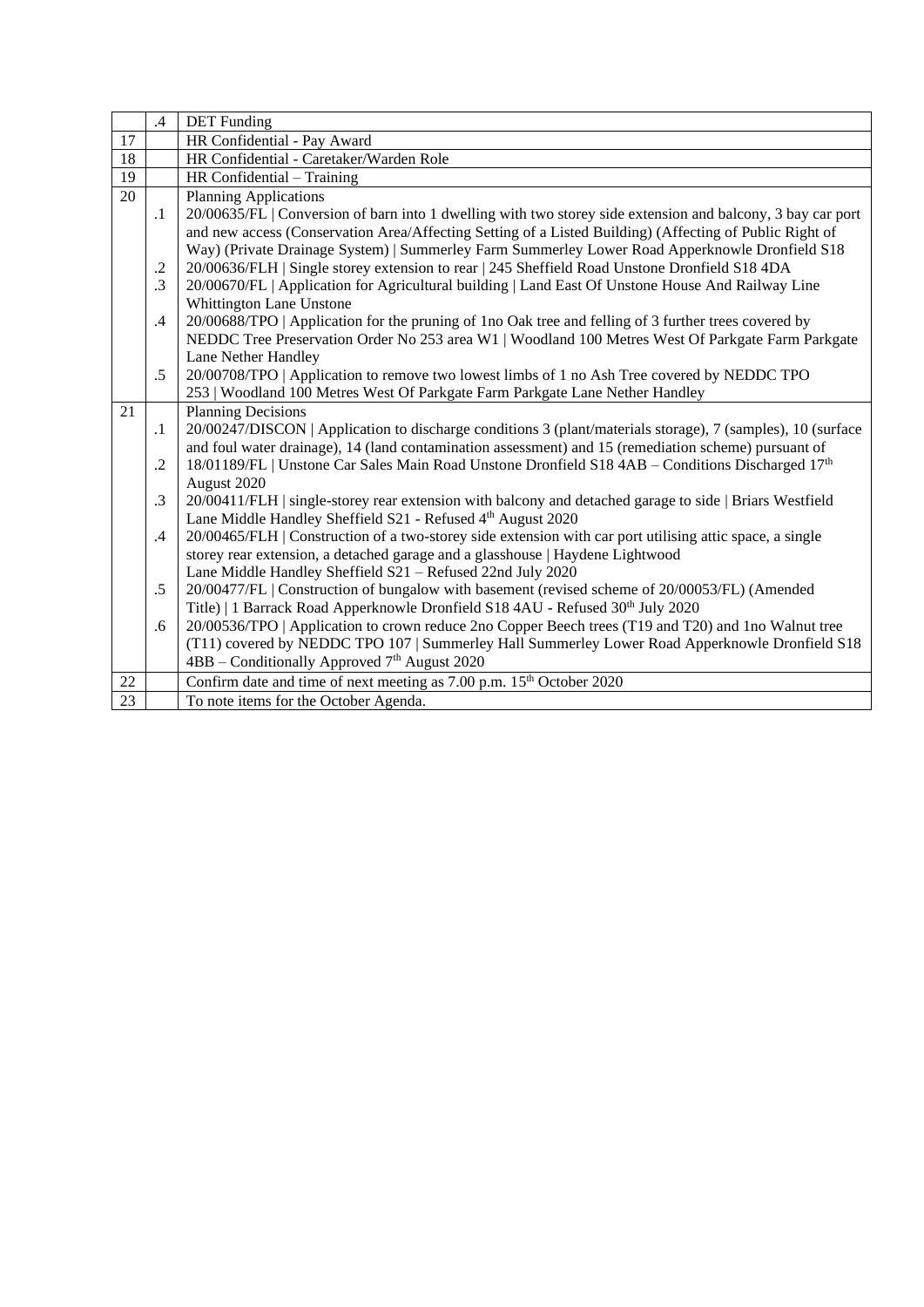| | | |
|---|---|---|
| | .4 | DET Funding |
| 17 | | HR Confidential - Pay Award |
| 18 | | HR Confidential - Caretaker/Warden Role |
| 19 | | HR Confidential – Training |
| 20 | | Planning Applications |
| | .1 | 20/00635/FL \| Conversion of barn into 1 dwelling with two storey side extension and balcony, 3 bay car port and new access (Conservation Area/Affecting Setting of a Listed Building) (Affecting of Public Right of Way) (Private Drainage System) \| Summerley Farm Summerley Lower Road Apperknowle Dronfield S18 |
| | .2 | 20/00636/FLH \| Single storey extension to rear \| 245 Sheffield Road Unstone Dronfield S18 4DA |
| | .3 | 20/00670/FL \| Application for Agricultural building \| Land East Of Unstone House And Railway Line Whittington Lane Unstone |
| | .4 | 20/00688/TPO \| Application for the pruning of 1no Oak tree and felling of 3 further trees covered by NEDDC Tree Preservation Order No 253 area W1 \| Woodland 100 Metres West Of Parkgate Farm Parkgate Lane Nether Handley |
| | .5 | 20/00708/TPO \| Application to remove two lowest limbs of 1 no Ash Tree covered by NEDDC TPO 253 \| Woodland 100 Metres West Of Parkgate Farm Parkgate Lane Nether Handley |
| 21 | | Planning Decisions |
| | .1 | 20/00247/DISCON \| Application to discharge conditions 3 (plant/materials storage), 7 (samples), 10 (surface and foul water drainage), 14 (land contamination assessment) and 15 (remediation scheme) pursuant of |
| | .2 | 18/01189/FL \| Unstone Car Sales Main Road Unstone Dronfield S18 4AB – Conditions Discharged 17th August 2020 |
| | .3 | 20/00411/FLH \| single-storey rear extension with balcony and detached garage to side \| Briars Westfield Lane Middle Handley Sheffield S21 - Refused 4th August 2020 |
| | .4 | 20/00465/FLH \| Construction of a two-storey side extension with car port utilising attic space, a single storey rear extension, a detached garage and a glasshouse \| Haydene Lightwood Lane Middle Handley Sheffield S21 – Refused 22nd July 2020 |
| | .5 | 20/00477/FL \| Construction of bungalow with basement (revised scheme of 20/00053/FL) (Amended Title) \| 1 Barrack Road Apperknowle Dronfield S18 4AU - Refused 30th July 2020 |
| | .6 | 20/00536/TPO \| Application to crown reduce 2no Copper Beech trees (T19 and T20) and 1no Walnut tree (T11) covered by NEDDC TPO 107 \| Summerley Hall Summerley Lower Road Apperknowle Dronfield S18 4BB – Conditionally Approved 7th August 2020 |
| 22 | | Confirm date and time of next meeting as 7.00 p.m. 15th October 2020 |
| 23 | | To note items for the October Agenda. |